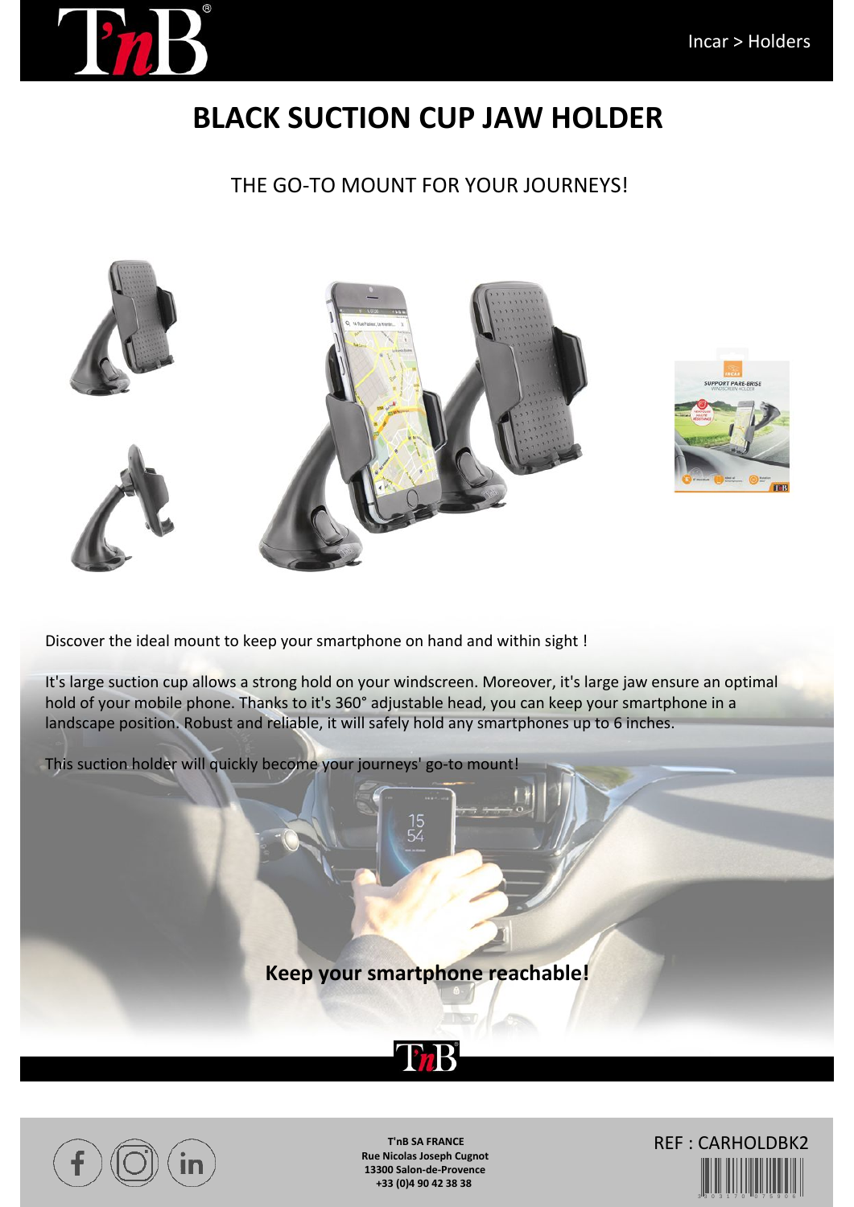Incar > Holders

# BLACK SUCTION CUP JAW HOLDER

THE GO-TO MOUNT FOR YOUR JOURNEYS!

Discover the ideal mount to keep your smartphone on hand and within sight !

It's large suction cup allows a strong hold on your windscreen. Moreover, it's large jaw ensure an optimal hold of your mobile phone. Thanks to it's 360° adjustable head, you can keep your smartphone in a landscape position. Robust and reliable, it will safely hold any smartphones up to 6 inches.

This suction holder will quickly become your journeys' go-to mount!

**Keep your smartphone reachable!**

**T'nB SA FRANCE**
**Rue Nicolas Joseph Cugnot**
**13300 Salon-de-Provence**
**+33 (0)4 90 42 38 38**

REF : CARHOLDBK2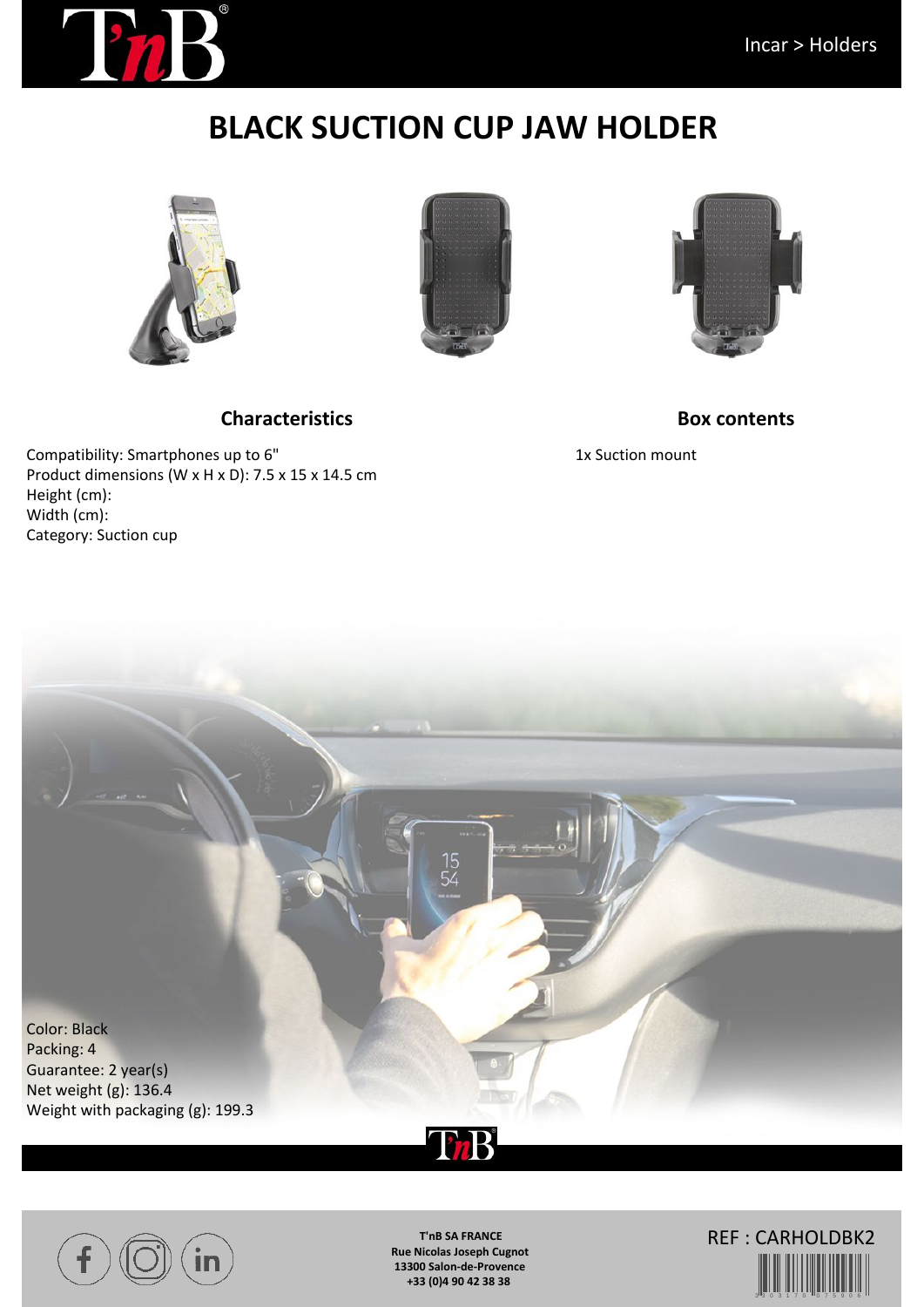Incar > Holders

# BLACK SUCTION CUP JAW HOLDER

## Characteristics

Compatibility: Smartphones up to 6"
Product dimensions (W x H x D): 7.5 x 15 x 14.5 cm
Height (cm):
Width (cm):
Category: Suction cup

## Box contents

1x Suction mount

Color: Black
Packing: 4
Guarantee: 2 year(s)
Net weight (g): 136.4
Weight with packaging (g): 199.3

**T'nB SA FRANCE**
**Rue Nicolas Joseph Cugnot**
**13300 Salon-de-Provence**
**+33 (0)4 90 42 38 38**

REF : CARHOLDBK2